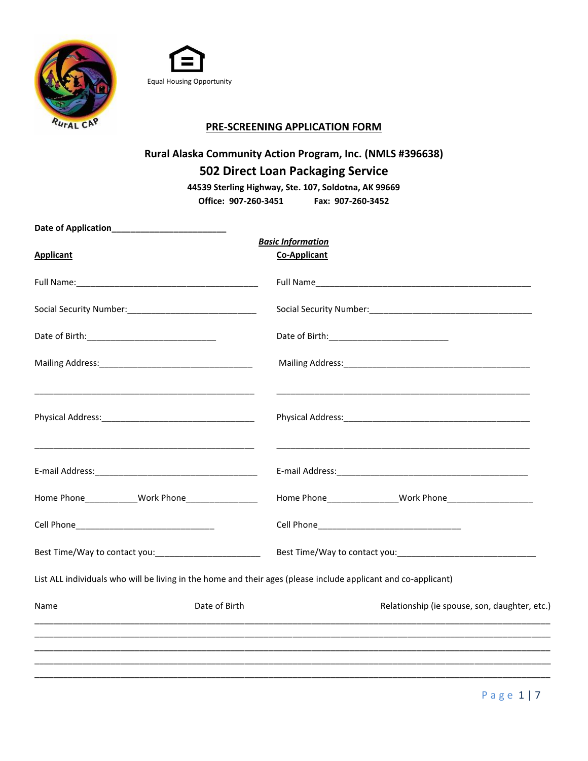Equal Housing Opportunity

# PRE-SCREENING APPLICATION FORM

**Rural Alaska Community Action Program, Inc. (NMLS #396638)**

## 502 Direct Loan Packaging Service

**44539 Sterling Highway, Ste. 107, Soldotna, AK 99669**

**Office: 907-260-3451 Fax: 907-260-3452**

**Date of Application**________________________

***Basic Information***

| **Applicant** | **Co-Applicant** |
|---|---|
| Full Name:_______________________________________ | Full Name______________________________________________ |
| Social Security Number:___________________________ | Social Security Number:___________________________________ |
| Date of Birth:___________________________ | Date of Birth:_________________________ |
| Mailing Address:_________________________________ | Mailing Address:_______________________________________ |
| _______________________________________________ | _____________________________________________________ |
| Physical Address:________________________________ | Physical Address:_______________________________________ |
| _______________________________________________ | _____________________________________________________ |
| E-mail Address:__________________________________ | E-mail Address:_________________________________________ |
| Home Phone___________Work Phone_______________ | Home Phone_______________Work Phone__________________ |
| Cell Phone______________________________ | Cell Phone______________________________ |
| Best Time/Way to contact you:______________________ | Best Time/Way to contact you:____________________________ |

List ALL individuals who will be living in the home and their ages (please include applicant and co-applicant)

| Name | Date of Birth | Relationship (ie spouse, son, daughter, etc.) |
|---|---|---|
| | | |
| | | |
| | | |
| | | |
| | | |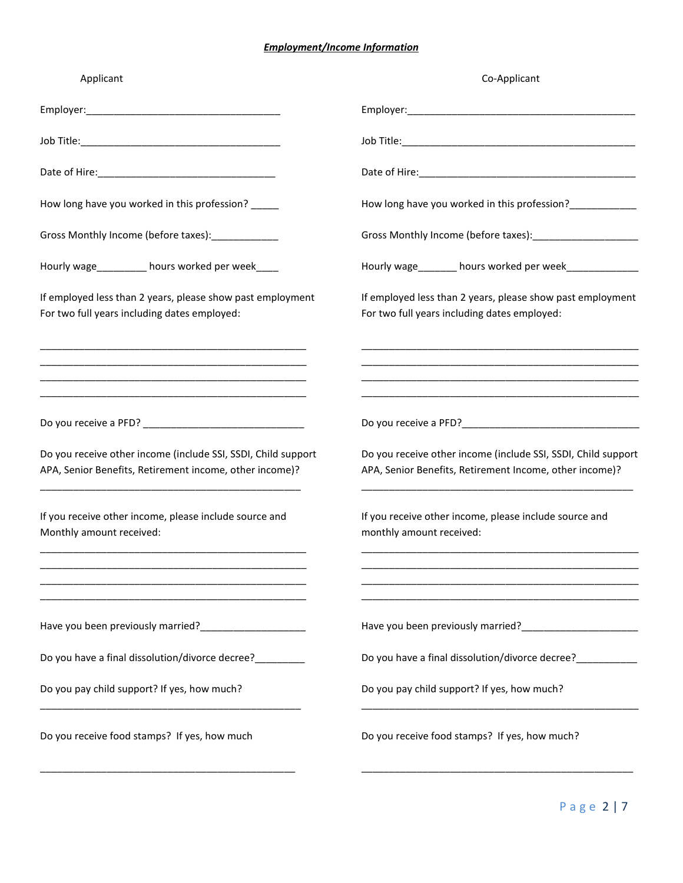***Employment/Income Information***

**Applicant**

Employer:___________________________________

Job Title:____________________________________

Date of Hire:________________________________

How long have you worked in this profession? _____

Gross Monthly Income (before taxes):____________

Hourly wage_________ hours worked per week____

If employed less than 2 years, please show past employment For two full years including dates employed:

_______________________________________________
_______________________________________________
_______________________________________________
_______________________________________________

Do you receive a PFD? _____________________________

Do you receive other income (include SSI, SSDI, Child support APA, Senior Benefits, Retirement income, other income)?

_______________________________________________

If you receive other income, please include source and Monthly amount received:

_______________________________________________
_______________________________________________
_______________________________________________
_______________________________________________

Have you been previously married?___________________

Do you have a final dissolution/divorce decree?_________

Do you pay child support? If yes, how much?

_______________________________________________

Do you receive food stamps? If yes, how much

_______________________________________________

**Co-Applicant**

Employer:_________________________________________

Job Title:__________________________________________

Date of Hire:_______________________________________

How long have you worked in this profession?____________

Gross Monthly Income (before taxes):___________________

Hourly wage_______ hours worked per week_____________

If employed less than 2 years, please show past employment For two full years including dates employed:

_______________________________________________
_______________________________________________
_______________________________________________
_______________________________________________

Do you receive a PFD?________________________________

Do you receive other income (include SSI, SSDI, Child support APA, Senior Benefits, Retirement Income, other income)?

_______________________________________________

If you receive other income, please include source and monthly amount received:

_______________________________________________
_______________________________________________
_______________________________________________
_______________________________________________

Have you been previously married?_____________________

Do you have a final dissolution/divorce decree?___________

Do you pay child support? If yes, how much?

_______________________________________________

Do you receive food stamps? If yes, how much?

_______________________________________________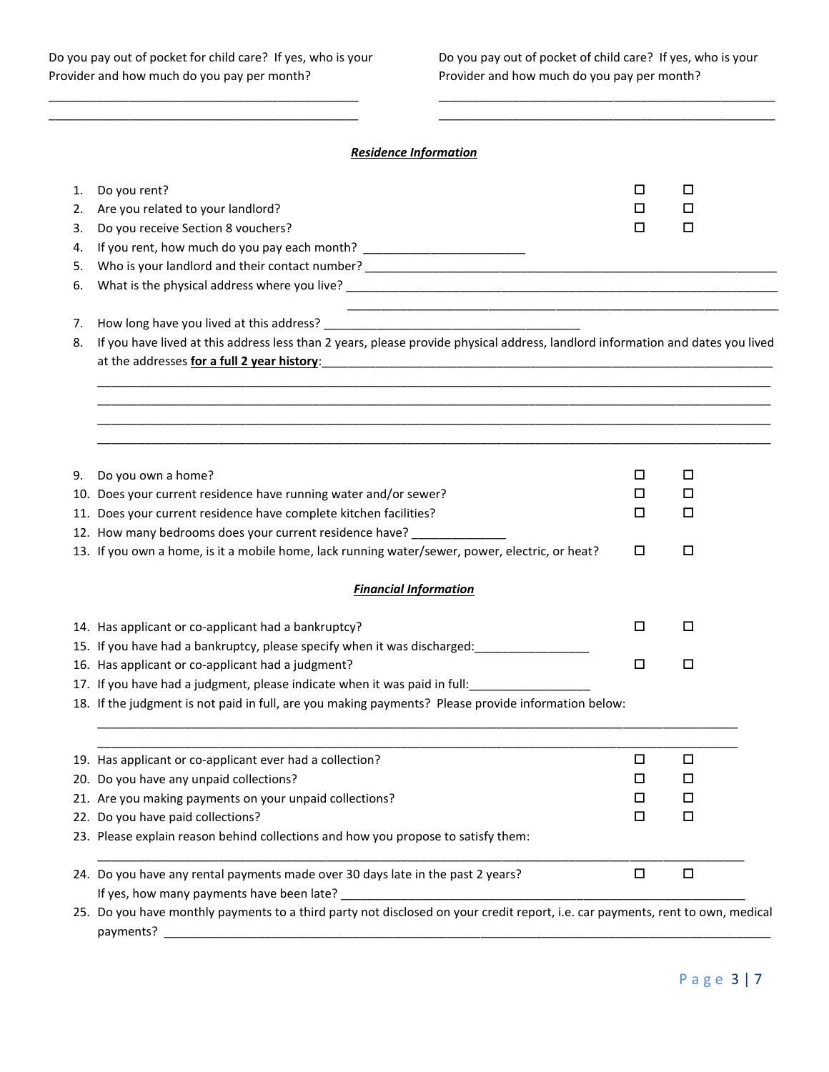Do you pay out of pocket for child care? If yes, who is your Provider and how much do you pay per month?

_______________________________________________

_______________________________________________

Do you pay out of pocket of child care? If yes, who is your Provider and how much do you pay per month?

_______________________________________________

_______________________________________________

***Residence Information***

1. Do you rent? ☐ ☐
2. Are you related to your landlord? ☐ ☐
3. Do you receive Section 8 vouchers? ☐ ☐
4. If you rent, how much do you pay each month? ________________________
5. Who is your landlord and their contact number? ________________________________________________________________
6. What is the physical address where you live? ________________________________________________________________

   ________________________________________________________________
7. How long have you lived at this address? ______________________________________
8. If you have lived at this address less than 2 years, please provide physical address, landlord information and dates you lived at the addresses **for a full 2 year history**:_____________________________________________________________________

   _____________________________________________________________________________________________________

   _____________________________________________________________________________________________________

   _____________________________________________________________________________________________________

   _____________________________________________________________________________________________________
9. Do you own a home? ☐ ☐
10. Does your current residence have running water and/or sewer? ☐ ☐
11. Does your current residence have complete kitchen facilities? ☐ ☐
12. How many bedrooms does your current residence have? ______________
13. If you own a home, is it a mobile home, lack running water/sewer, power, electric, or heat? ☐ ☐

***Financial Information***

14. Has applicant or co-applicant had a bankruptcy? ☐ ☐
15. If you have had a bankruptcy, please specify when it was discharged:_________________
16. Has applicant or co-applicant had a judgment? ☐ ☐
17. If you have had a judgment, please indicate when it was paid in full:__________________
18. If the judgment is not paid in full, are you making payments? Please provide information below:

    _____________________________________________________________________________________________________

    _____________________________________________________________________________________________________
19. Has applicant or co-applicant ever had a collection? ☐ ☐
20. Do you have any unpaid collections? ☐ ☐
21. Are you making payments on your unpaid collections? ☐ ☐
22. Do you have paid collections? ☐ ☐
23. Please explain reason behind collections and how you propose to satisfy them:

    _____________________________________________________________________________________________________
24. Do you have any rental payments made over 30 days late in the past 2 years? ☐ ☐

    If yes, how many payments have been late? ________________________________________________________________
25. Do you have monthly payments to a third party not disclosed on your credit report, i.e. car payments, rent to own, medical payments? ______________________________________________________________________________________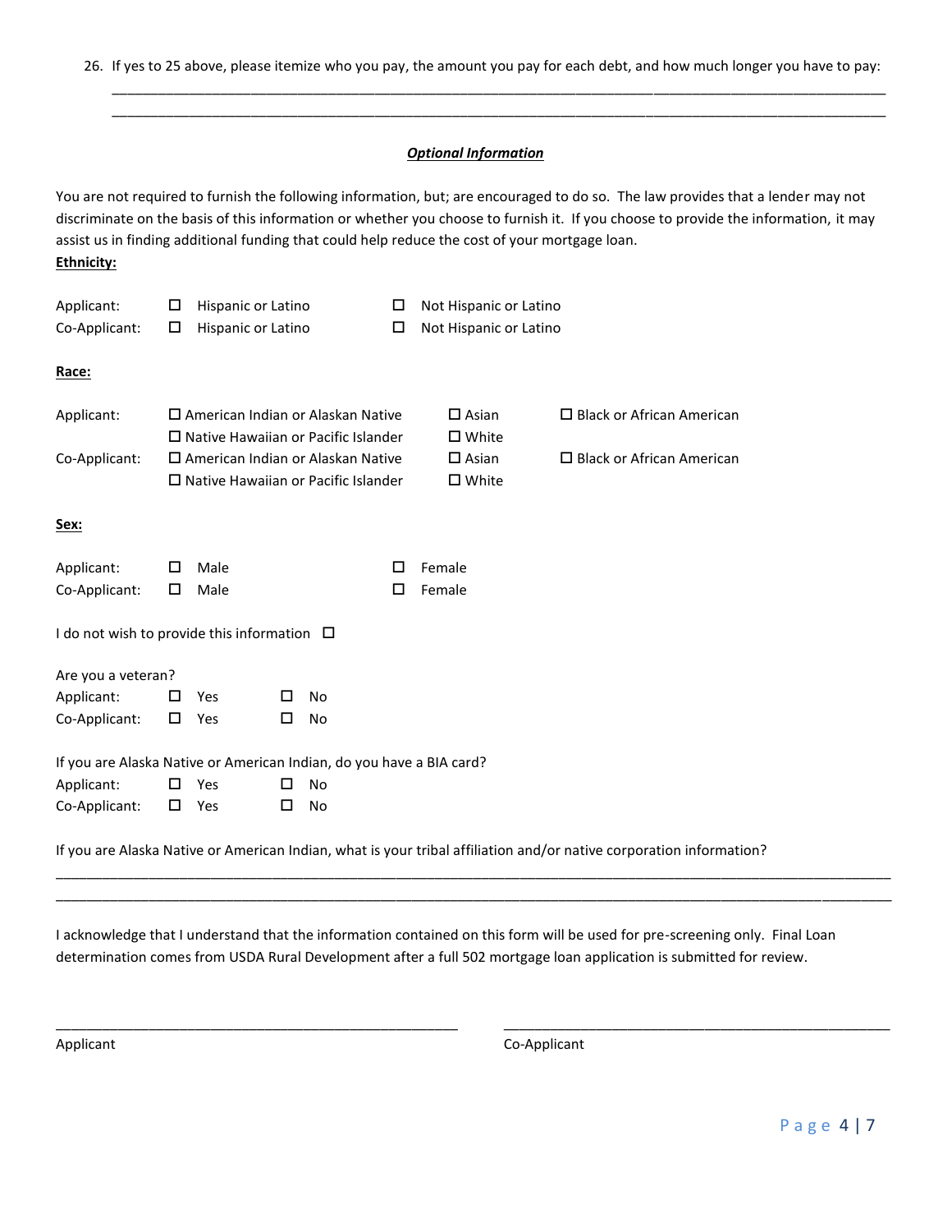26. If yes to 25 above, please itemize who you pay, the amount you pay for each debt, and how much longer you have to pay:

_______________________________________________________________________________________________

_______________________________________________________________________________________________

***Optional Information***

You are not required to furnish the following information, but; are encouraged to do so. The law provides that a lender may not discriminate on the basis of this information or whether you choose to furnish it. If you choose to provide the information, it may assist us in finding additional funding that could help reduce the cost of your mortgage loan.

**Ethnicity:**

Applicant: ☐ Hispanic or Latino ☐ Not Hispanic or Latino
Co-Applicant: ☐ Hispanic or Latino ☐ Not Hispanic or Latino

**Race:**

Applicant: ☐ American Indian or Alaskan Native ☐ Asian ☐ Black or African American
☐ Native Hawaiian or Pacific Islander ☐ White
Co-Applicant: ☐ American Indian or Alaskan Native ☐ Asian ☐ Black or African American
☐ Native Hawaiian or Pacific Islander ☐ White

**Sex:**

Applicant: ☐ Male ☐ Female
Co-Applicant: ☐ Male ☐ Female

I do not wish to provide this information ☐

Are you a veteran?
Applicant: ☐ Yes ☐ No
Co-Applicant: ☐ Yes ☐ No

If you are Alaska Native or American Indian, do you have a BIA card?
Applicant: ☐ Yes ☐ No
Co-Applicant: ☐ Yes ☐ No

If you are Alaska Native or American Indian, what is your tribal affiliation and/or native corporation information?

_______________________________________________________________________________________________

_______________________________________________________________________________________________

I acknowledge that I understand that the information contained on this form will be used for pre-screening only. Final Loan determination comes from USDA Rural Development after a full 502 mortgage loan application is submitted for review.

_____________________________________ _____________________________________

Applicant Co-Applicant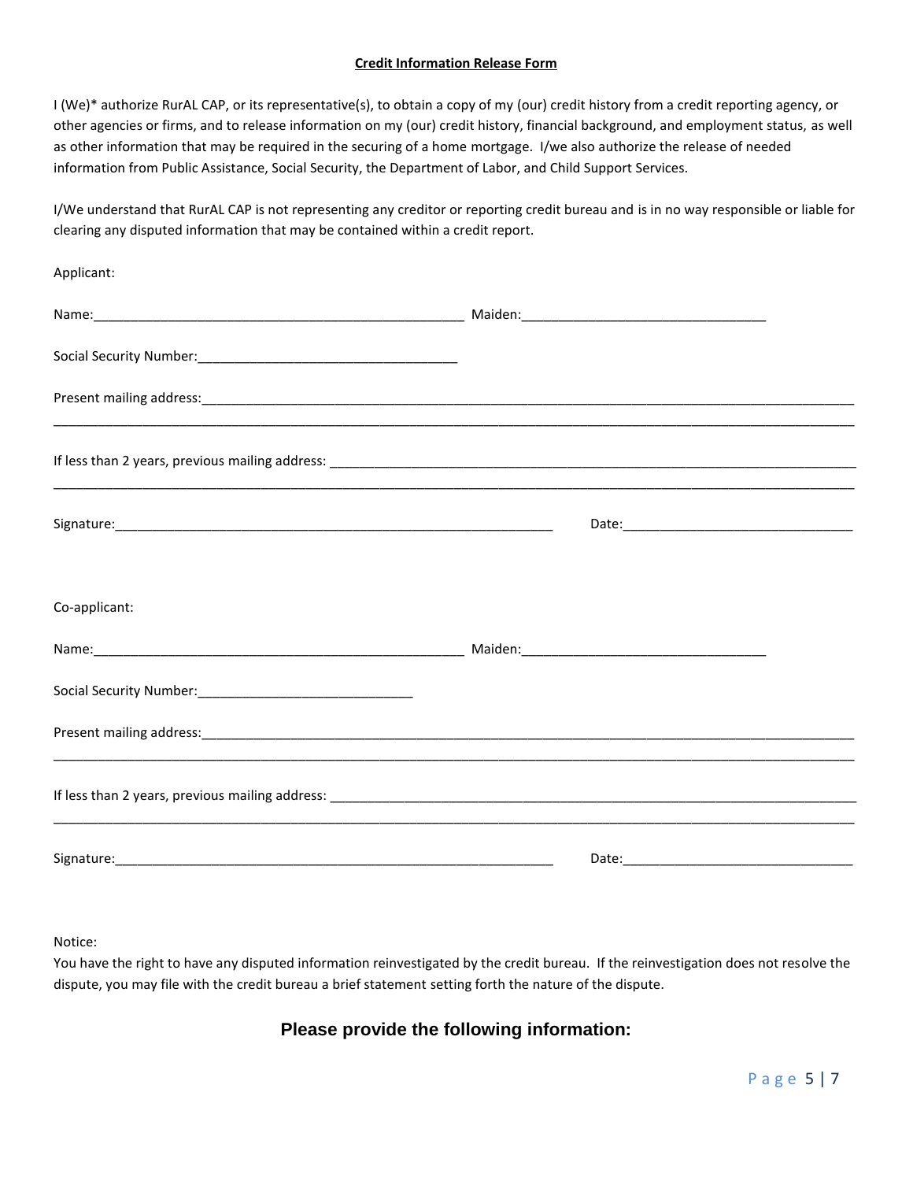**Credit Information Release Form**

I (We)* authorize RurAL CAP, or its representative(s), to obtain a copy of my (our) credit history from a credit reporting agency, or other agencies or firms, and to release information on my (our) credit history, financial background, and employment status, as well as other information that may be required in the securing of a home mortgage. I/we also authorize the release of needed information from Public Assistance, Social Security, the Department of Labor, and Child Support Services.

I/We understand that RurAL CAP is not representing any creditor or reporting credit bureau and is in no way responsible or liable for clearing any disputed information that may be contained within a credit report.

Applicant:

Name:_____________________________________________________ Maiden:__________________________________

Social Security Number:____________________________________

Present mailing address:_____________________________________________________________________________________________

______________________________________________________________________________________________________________

If less than 2 years, previous mailing address: ___________________________________________________________________________

______________________________________________________________________________________________________________

Signature:______________________________________________________________ Date:_________________________________

Co-applicant:

Name:_____________________________________________________ Maiden:__________________________________

Social Security Number:______________________________

Present mailing address:_____________________________________________________________________________________________

______________________________________________________________________________________________________________

If less than 2 years, previous mailing address: ___________________________________________________________________________

______________________________________________________________________________________________________________

Signature:______________________________________________________________ Date:_________________________________

Notice:
You have the right to have any disputed information reinvestigated by the credit bureau. If the reinvestigation does not resolve the dispute, you may file with the credit bureau a brief statement setting forth the nature of the dispute.

## Please provide the following information: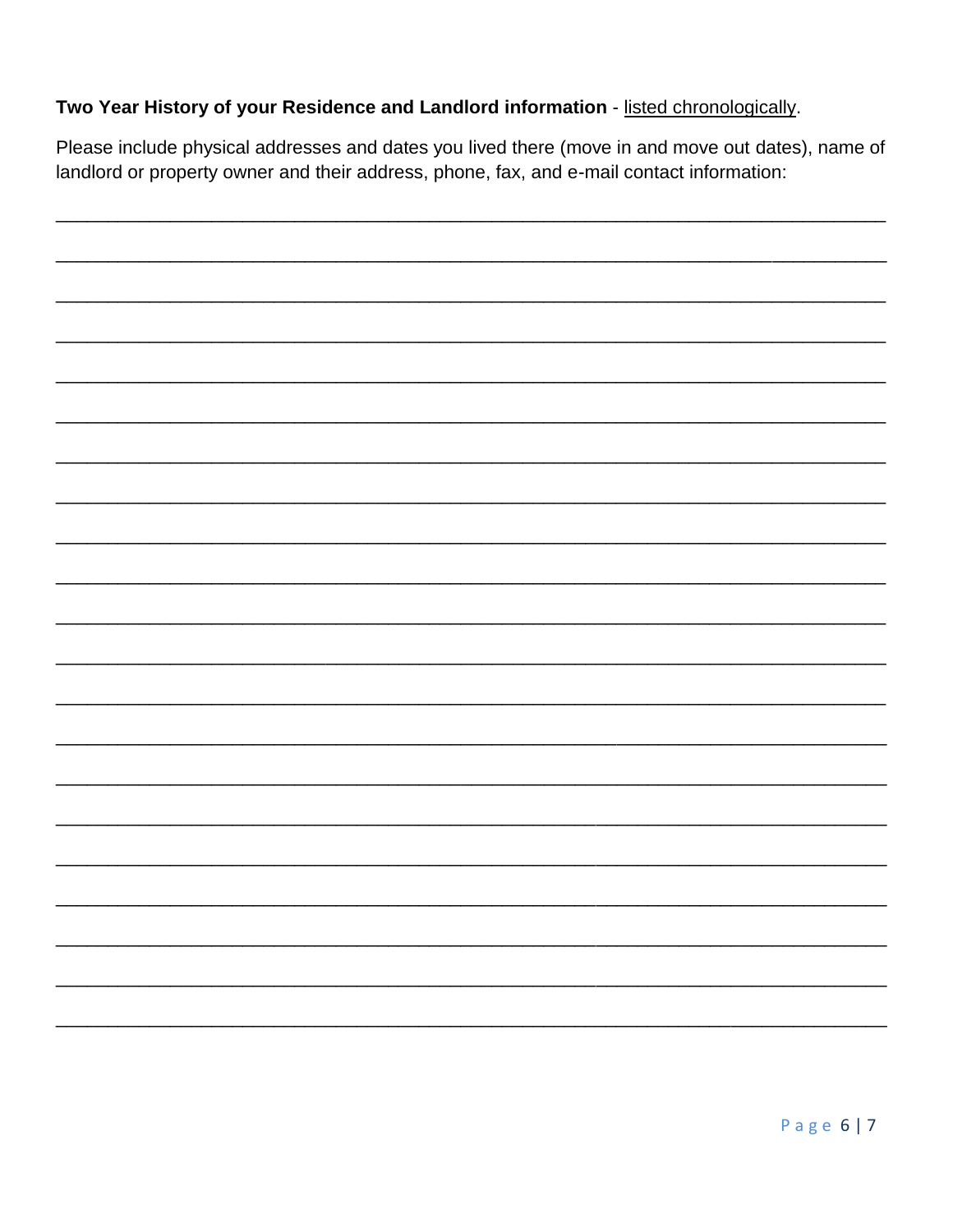**Two Year History of your Residence and Landlord information** - listed chronologically.

Please include physical addresses and dates you lived there (move in and move out dates), name of landlord or property owner and their address, phone, fax, and e-mail contact information:

______________________________________________________________________________

______________________________________________________________________________

______________________________________________________________________________

______________________________________________________________________________

______________________________________________________________________________

______________________________________________________________________________

______________________________________________________________________________

______________________________________________________________________________

______________________________________________________________________________

______________________________________________________________________________

______________________________________________________________________________

______________________________________________________________________________

______________________________________________________________________________

______________________________________________________________________________

______________________________________________________________________________

______________________________________________________________________________

______________________________________________________________________________

______________________________________________________________________________

______________________________________________________________________________

______________________________________________________________________________

______________________________________________________________________________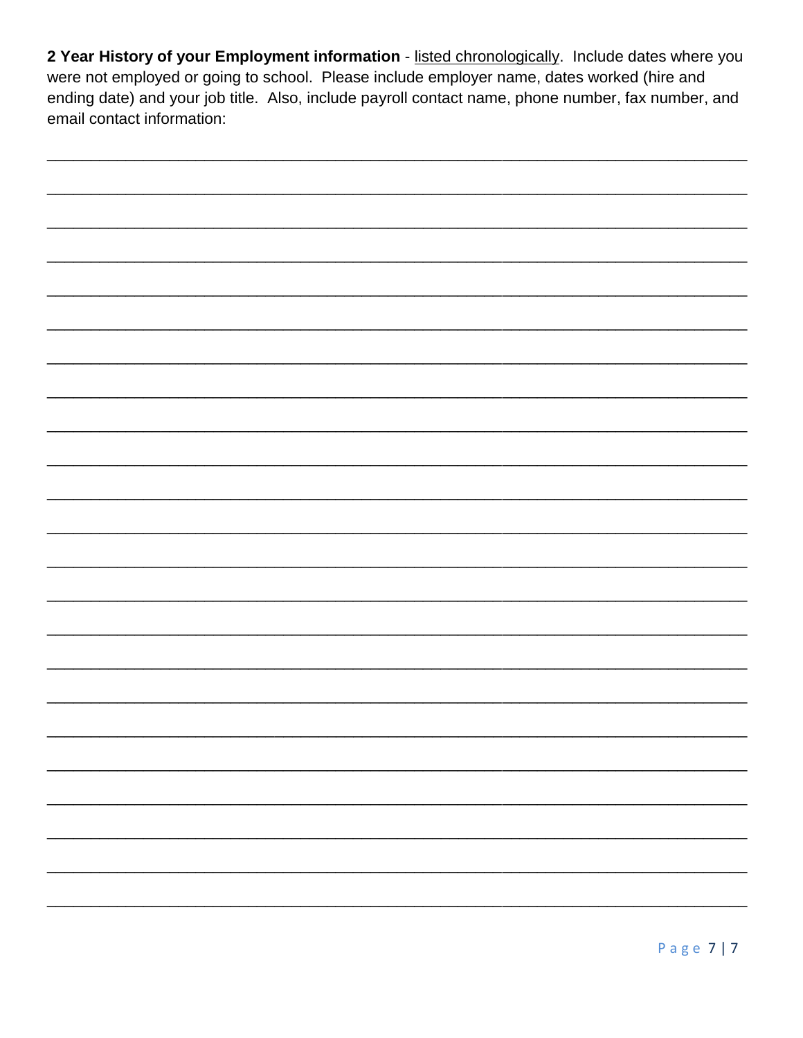**2 Year History of your Employment information** - listed chronologically. Include dates where you were not employed or going to school. Please include employer name, dates worked (hire and ending date) and your job title. Also, include payroll contact name, phone number, fax number, and email contact information:

______________________________________________________________________________

______________________________________________________________________________

______________________________________________________________________________

______________________________________________________________________________

______________________________________________________________________________

______________________________________________________________________________

______________________________________________________________________________

______________________________________________________________________________

______________________________________________________________________________

______________________________________________________________________________

______________________________________________________________________________

______________________________________________________________________________

______________________________________________________________________________

______________________________________________________________________________

______________________________________________________________________________

______________________________________________________________________________

______________________________________________________________________________

______________________________________________________________________________

______________________________________________________________________________

______________________________________________________________________________

______________________________________________________________________________

______________________________________________________________________________

______________________________________________________________________________